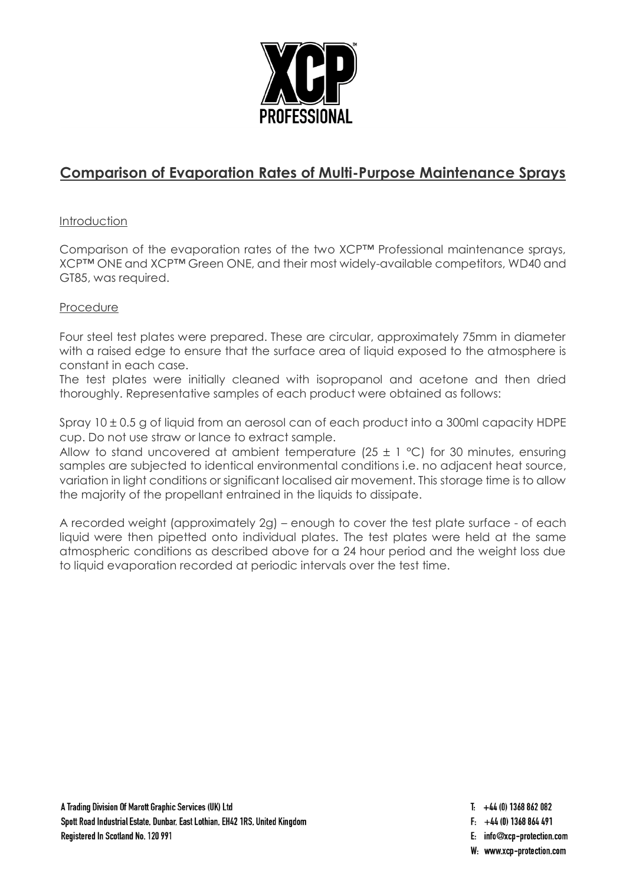## Comparison of Evaporation Rates of Multi-Purpose Maintenance Sprays

### Introduction

Comparison of the evaporation rates of the two XCP™ Professional maintenance sprays, XCP™ ONE and XCP™ Green ONE, and their most widely-available competitors, WD40 and GT85, was required.

### Procedure

Four steel test plates were prepared. These are circular, approximately 75mm in diameter with a raised edge to ensure that the surface area of liquid exposed to the atmosphere is constant in each case.
The test plates were initially cleaned with isopropanol and acetone and then dried thoroughly. Representative samples of each product were obtained as follows:

Spray $10 \pm 0.5$ g of liquid from an aerosol can of each product into a 300ml capacity HDPE cup. Do not use straw or lance to extract sample.
Allow to stand uncovered at ambient temperature ($25 \pm 1$ °C) for 30 minutes, ensuring samples are subjected to identical environmental conditions i.e. no adjacent heat source, variation in light conditions or significant localised air movement. This storage time is to allow the majority of the propellant entrained in the liquids to dissipate.

A recorded weight (approximately 2g) – enough to cover the test plate surface - of each liquid were then pipetted onto individual plates. The test plates were held at the same atmospheric conditions as described above for a 24 hour period and the weight loss due to liquid evaporation recorded at periodic intervals over the test time.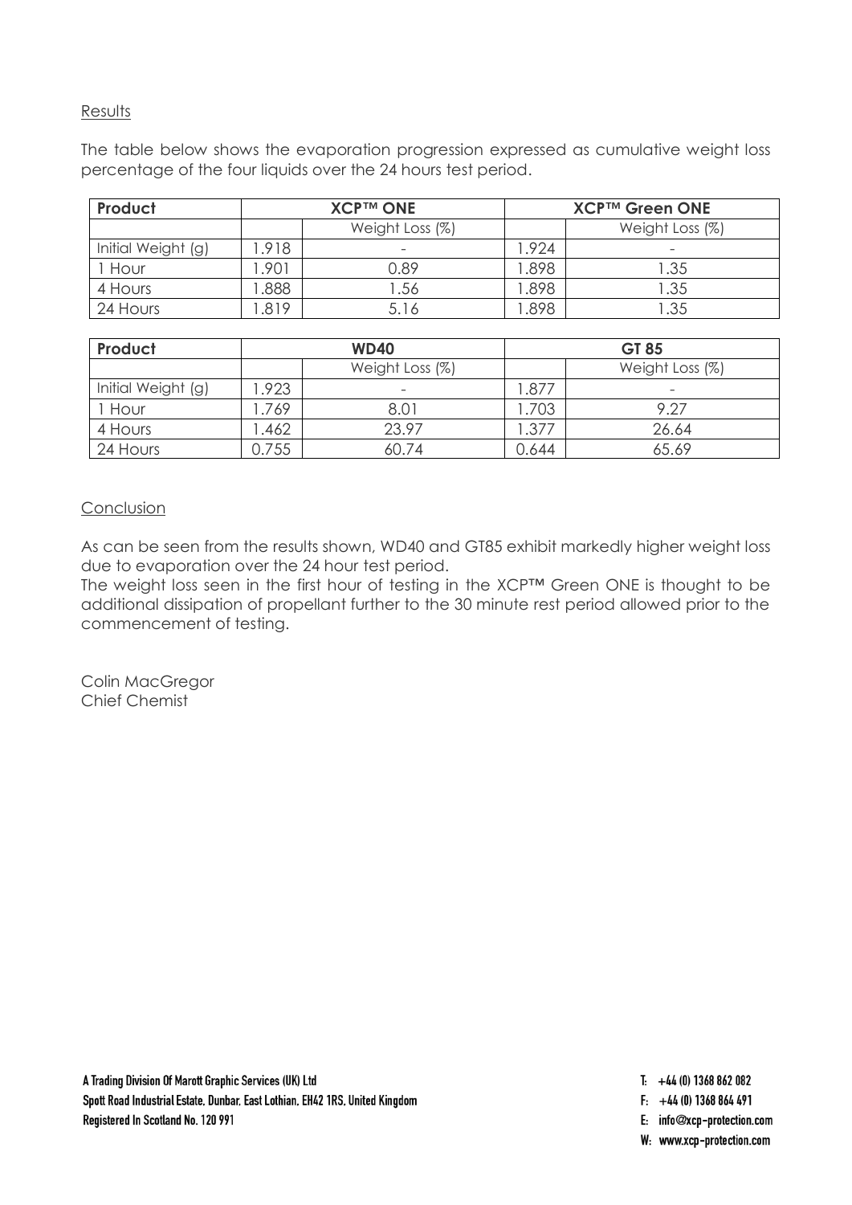Results

The table below shows the evaporation progression expressed as cumulative weight loss percentage of the four liquids over the 24 hours test period.

| Product | XCP™ ONE | | XCP™ Green ONE | |
|---|---|---|---|---|
| | | Weight Loss (%) | | Weight Loss (%) |
| Initial Weight (g) | 1.918 | - | 1.924 | - |
| 1 Hour | 1.901 | 0.89 | 1.898 | 1.35 |
| 4 Hours | 1.888 | 1.56 | 1.898 | 1.35 |
| 24 Hours | 1.819 | 5.16 | 1.898 | 1.35 |

| Product | WD40 | | GT 85 | |
|---|---|---|---|---|
| | | Weight Loss (%) | | Weight Loss (%) |
| Initial Weight (g) | 1.923 | - | 1.877 | - |
| 1 Hour | 1.769 | 8.01 | 1.703 | 9.27 |
| 4 Hours | 1.462 | 23.97 | 1.377 | 26.64 |
| 24 Hours | 0.755 | 60.74 | 0.644 | 65.69 |

Conclusion

As can be seen from the results shown, WD40 and GT85 exhibit markedly higher weight loss due to evaporation over the 24 hour test period.
The weight loss seen in the first hour of testing in the XCP™ Green ONE is thought to be additional dissipation of propellant further to the 30 minute rest period allowed prior to the commencement of testing.

Colin MacGregor
Chief Chemist

A Trading Division Of Marott Graphic Services (UK) Ltd
Spott Road Industrial Estate, Dunbar, East Lothian, EH42 1RS, United Kingdom
Registered In Scotland No. 120 991

T: +44 (0) 1368 862 082
F: +44 (0) 1368 864 491
E: info@xcp-protection.com
W: www.xcp-protection.com